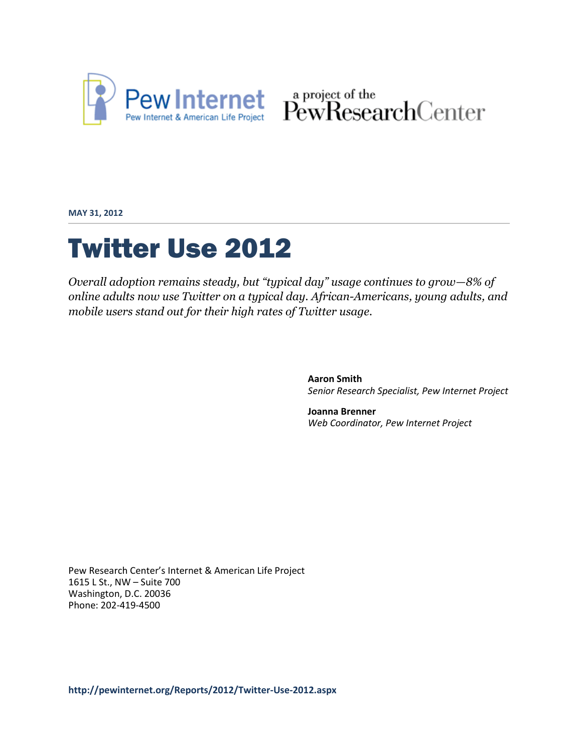Pew Internet
Pew Internet & American Life Project

a project of the PewResearchCenter

**MAY 31, 2012**

# Twitter Use 2012

*Overall adoption remains steady, but "typical day" usage continues to grow—8% of online adults now use Twitter on a typical day. African-Americans, young adults, and mobile users stand out for their high rates of Twitter usage.*

**Aaron Smith**
*Senior Research Specialist, Pew Internet Project*

**Joanna Brenner**
*Web Coordinator, Pew Internet Project*

Pew Research Center's Internet & American Life Project
1615 L St., NW – Suite 700
Washington, D.C. 20036
Phone: 202-419-4500

**http://pewinternet.org/Reports/2012/Twitter-Use-2012.aspx**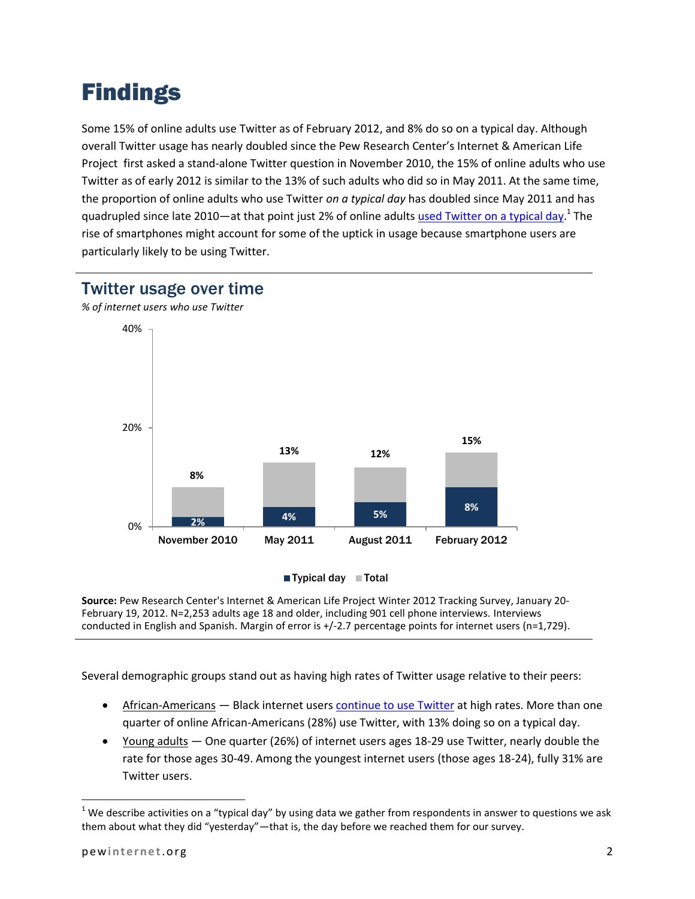# Findings

Some 15% of online adults use Twitter as of February 2012, and 8% do so on a typical day. Although overall Twitter usage has nearly doubled since the Pew Research Center's Internet & American Life Project first asked a stand-alone Twitter question in November 2010, the 15% of online adults who use Twitter as of early 2012 is similar to the 13% of such adults who did so in May 2011. At the same time, the proportion of online adults who use Twitter *on a typical day* has doubled since May 2011 and has quadrupled since late 2010—at that point just 2% of online adults used Twitter on a typical day.[1] The rise of smartphones might account for some of the uptick in usage because smartphone users are particularly likely to be using Twitter.

## Twitter usage over time

*% of internet users who use Twitter*

| | Typical day | Total |
|---|---|---|
| November 2010 | 2% | 8% |
| May 2011 | 4% | 13% |
| August 2011 | 5% | 12% |
| February 2012 | 8% | 15% |

**Source:** Pew Research Center's Internet & American Life Project Winter 2012 Tracking Survey, January 20-February 19, 2012. N=2,253 adults age 18 and older, including 901 cell phone interviews. Interviews conducted in English and Spanish. Margin of error is +/-2.7 percentage points for internet users (n=1,729).

Several demographic groups stand out as having high rates of Twitter usage relative to their peers:

- African-Americans — Black internet users continue to use Twitter at high rates. More than one quarter of online African-Americans (28%) use Twitter, with 13% doing so on a typical day.
- Young adults — One quarter (26%) of internet users ages 18-29 use Twitter, nearly double the rate for those ages 30-49. Among the youngest internet users (those ages 18-24), fully 31% are Twitter users.

[1] We describe activities on a "typical day" by using data we gather from respondents in answer to questions we ask them about what they did "yesterday"—that is, the day before we reached them for our survey.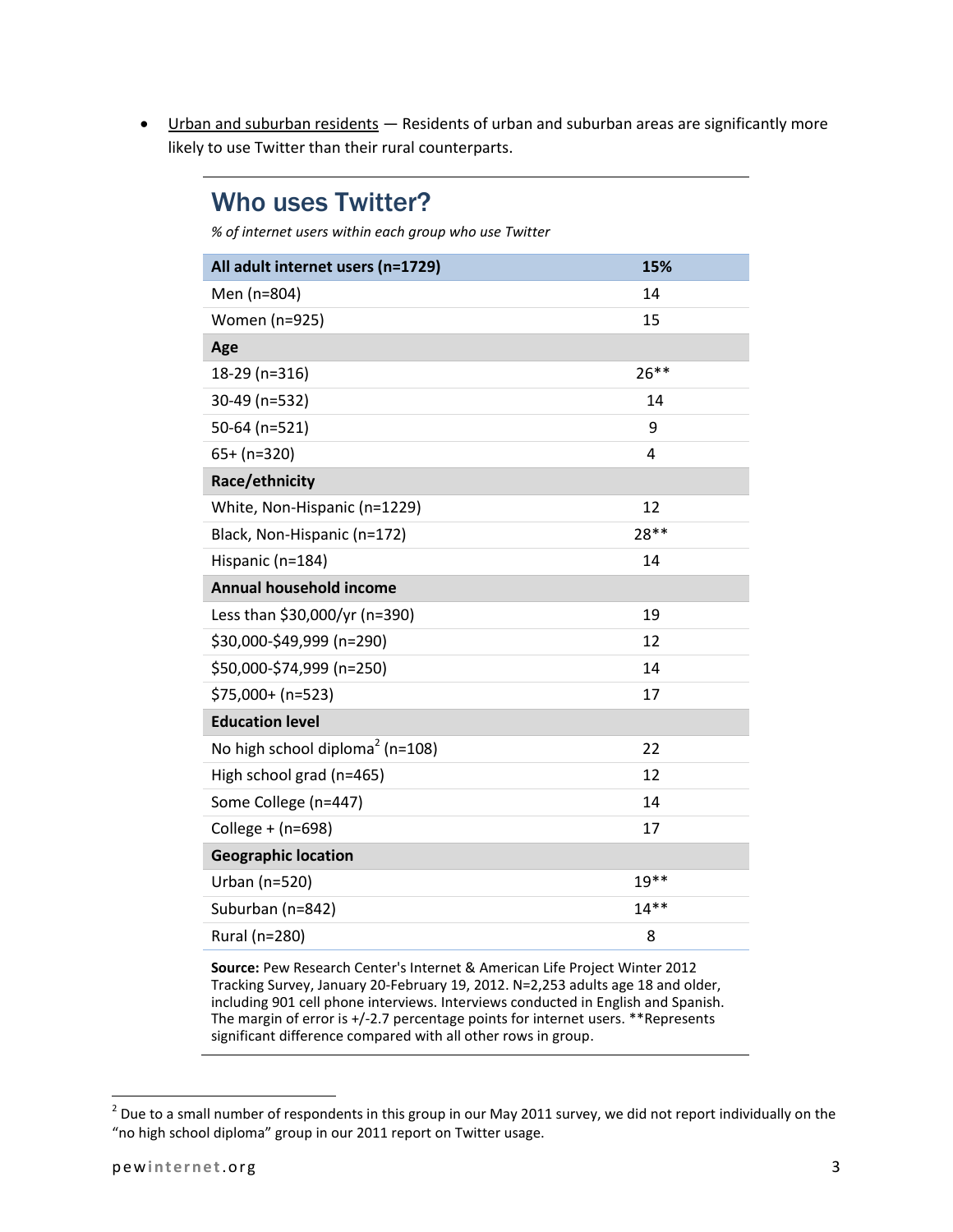- Urban and suburban residents — Residents of urban and suburban areas are significantly more likely to use Twitter than their rural counterparts.

## Who uses Twitter?

*% of internet users within each group who use Twitter*

| All adult internet users (n=1729) | 15% |
|---|---|
| Men (n=804) | 14 |
| Women (n=925) | 15 |
| **Age** | |
| 18-29 (n=316) | 26** |
| 30-49 (n=532) | 14 |
| 50-64 (n=521) | 9 |
| 65+ (n=320) | 4 |
| **Race/ethnicity** | |
| White, Non-Hispanic (n=1229) | 12 |
| Black, Non-Hispanic (n=172) | 28** |
| Hispanic (n=184) | 14 |
| **Annual household income** | |
| Less than $30,000/yr (n=390) | 19 |
| $30,000-$49,999 (n=290) | 12 |
| $50,000-$74,999 (n=250) | 14 |
| $75,000+ (n=523) | 17 |
| **Education level** | |
| No high school diploma[2] (n=108) | 22 |
| High school grad (n=465) | 12 |
| Some College (n=447) | 14 |
| College + (n=698) | 17 |
| **Geographic location** | |
| Urban (n=520) | 19** |
| Suburban (n=842) | 14** |
| Rural (n=280) | 8 |

**Source:** Pew Research Center's Internet & American Life Project Winter 2012 Tracking Survey, January 20-February 19, 2012. N=2,253 adults age 18 and older, including 901 cell phone interviews. Interviews conducted in English and Spanish. The margin of error is +/-2.7 percentage points for internet users. **Represents significant difference compared with all other rows in group.

[2] Due to a small number of respondents in this group in our May 2011 survey, we did not report individually on the "no high school diploma" group in our 2011 report on Twitter usage.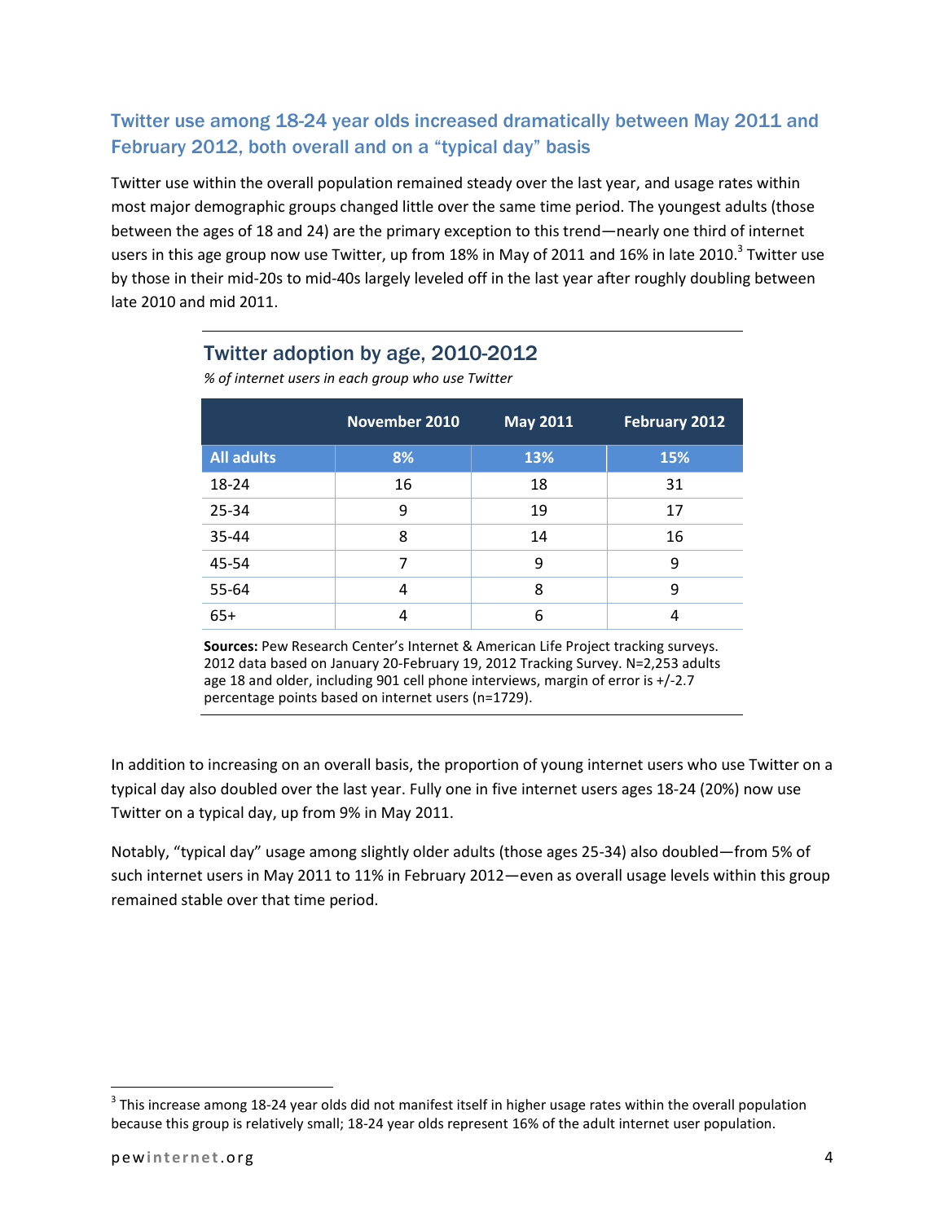## Twitter use among 18-24 year olds increased dramatically between May 2011 and February 2012, both overall and on a "typical day" basis

Twitter use within the overall population remained steady over the last year, and usage rates within most major demographic groups changed little over the same time period. The youngest adults (those between the ages of 18 and 24) are the primary exception to this trend—nearly one third of internet users in this age group now use Twitter, up from 18% in May of 2011 and 16% in late 2010.[3] Twitter use by those in their mid-20s to mid-40s largely leveled off in the last year after roughly doubling between late 2010 and mid 2011.

### Twitter adoption by age, 2010-2012

*% of internet users in each group who use Twitter*

| | November 2010 | May 2011 | February 2012 |
|---|---|---|---|
| **All adults** | **8%** | **13%** | **15%** |
| 18-24 | 16 | 18 | 31 |
| 25-34 | 9 | 19 | 17 |
| 35-44 | 8 | 14 | 16 |
| 45-54 | 7 | 9 | 9 |
| 55-64 | 4 | 8 | 9 |
| 65+ | 4 | 6 | 4 |

**Sources:** Pew Research Center's Internet & American Life Project tracking surveys. 2012 data based on January 20-February 19, 2012 Tracking Survey. N=2,253 adults age 18 and older, including 901 cell phone interviews, margin of error is +/-2.7 percentage points based on internet users (n=1729).

In addition to increasing on an overall basis, the proportion of young internet users who use Twitter on a typical day also doubled over the last year. Fully one in five internet users ages 18-24 (20%) now use Twitter on a typical day, up from 9% in May 2011.

Notably, "typical day" usage among slightly older adults (those ages 25-34) also doubled—from 5% of such internet users in May 2011 to 11% in February 2012—even as overall usage levels within this group remained stable over that time period.

---

[3] This increase among 18-24 year olds did not manifest itself in higher usage rates within the overall population because this group is relatively small; 18-24 year olds represent 16% of the adult internet user population.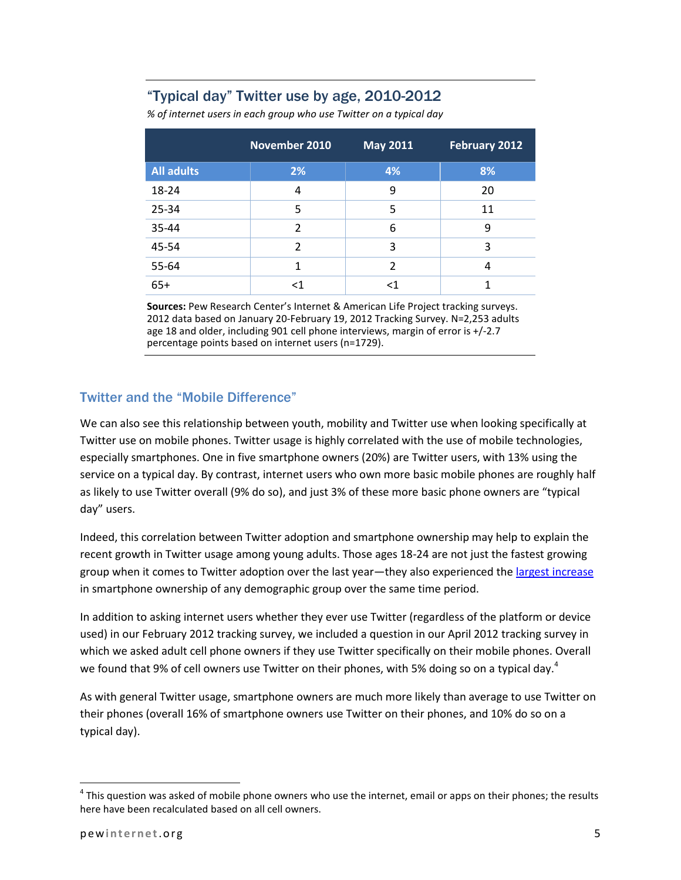## "Typical day" Twitter use by age, 2010-2012

*% of internet users in each group who use Twitter on a typical day*

| | November 2010 | May 2011 | February 2012 |
|---|---|---|---|
| **All adults** | **2%** | **4%** | **8%** |
| 18-24 | 4 | 9 | 20 |
| 25-34 | 5 | 5 | 11 |
| 35-44 | 2 | 6 | 9 |
| 45-54 | 2 | 3 | 3 |
| 55-64 | 1 | 2 | 4 |
| 65+ | <1 | <1 | 1 |

**Sources:** Pew Research Center's Internet & American Life Project tracking surveys. 2012 data based on January 20-February 19, 2012 Tracking Survey. N=2,253 adults age 18 and older, including 901 cell phone interviews, margin of error is +/-2.7 percentage points based on internet users (n=1729).

### Twitter and the "Mobile Difference"

We can also see this relationship between youth, mobility and Twitter use when looking specifically at Twitter use on mobile phones. Twitter usage is highly correlated with the use of mobile technologies, especially smartphones. One in five smartphone owners (20%) are Twitter users, with 13% using the service on a typical day. By contrast, internet users who own more basic mobile phones are roughly half as likely to use Twitter overall (9% do so), and just 3% of these more basic phone owners are "typical day" users.

Indeed, this correlation between Twitter adoption and smartphone ownership may help to explain the recent growth in Twitter usage among young adults. Those ages 18-24 are not just the fastest growing group when it comes to Twitter adoption over the last year—they also experienced the largest increase in smartphone ownership of any demographic group over the same time period.

In addition to asking internet users whether they ever use Twitter (regardless of the platform or device used) in our February 2012 tracking survey, we included a question in our April 2012 tracking survey in which we asked adult cell phone owners if they use Twitter specifically on their mobile phones. Overall we found that 9% of cell owners use Twitter on their phones, with 5% doing so on a typical day.[4]

As with general Twitter usage, smartphone owners are much more likely than average to use Twitter on their phones (overall 16% of smartphone owners use Twitter on their phones, and 10% do so on a typical day).

[4] This question was asked of mobile phone owners who use the internet, email or apps on their phones; the results here have been recalculated based on all cell owners.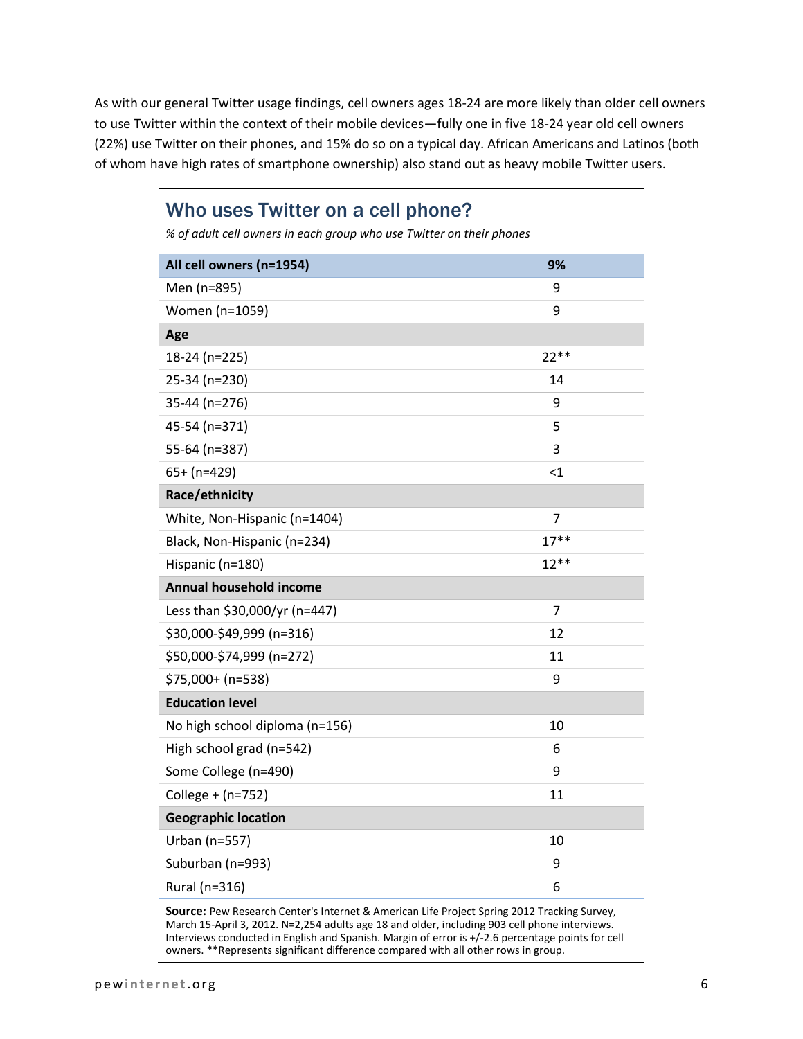As with our general Twitter usage findings, cell owners ages 18-24 are more likely than older cell owners to use Twitter within the context of their mobile devices—fully one in five 18-24 year old cell owners (22%) use Twitter on their phones, and 15% do so on a typical day. African Americans and Latinos (both of whom have high rates of smartphone ownership) also stand out as heavy mobile Twitter users.

## Who uses Twitter on a cell phone?

*% of adult cell owners in each group who use Twitter on their phones*

| **All cell owners (n=1954)** | **9%** |
|---|---|
| Men (n=895) | 9 |
| Women (n=1059) | 9 |
| **Age** | |
| 18-24 (n=225) | 22** |
| 25-34 (n=230) | 14 |
| 35-44 (n=276) | 9 |
| 45-54 (n=371) | 5 |
| 55-64 (n=387) | 3 |
| 65+ (n=429) | <1 |
| **Race/ethnicity** | |
| White, Non-Hispanic (n=1404) | 7 |
| Black, Non-Hispanic (n=234) | 17** |
| Hispanic (n=180) | 12** |
| **Annual household income** | |
| Less than $30,000/yr (n=447) | 7 |
| $30,000-$49,999 (n=316) | 12 |
| $50,000-$74,999 (n=272) | 11 |
| $75,000+ (n=538) | 9 |
| **Education level** | |
| No high school diploma (n=156) | 10 |
| High school grad (n=542) | 6 |
| Some College (n=490) | 9 |
| College + (n=752) | 11 |
| **Geographic location** | |
| Urban (n=557) | 10 |
| Suburban (n=993) | 9 |
| Rural (n=316) | 6 |

**Source:** Pew Research Center's Internet & American Life Project Spring 2012 Tracking Survey, March 15-April 3, 2012. N=2,254 adults age 18 and older, including 903 cell phone interviews. Interviews conducted in English and Spanish. Margin of error is +/-2.6 percentage points for cell owners. **Represents significant difference compared with all other rows in group.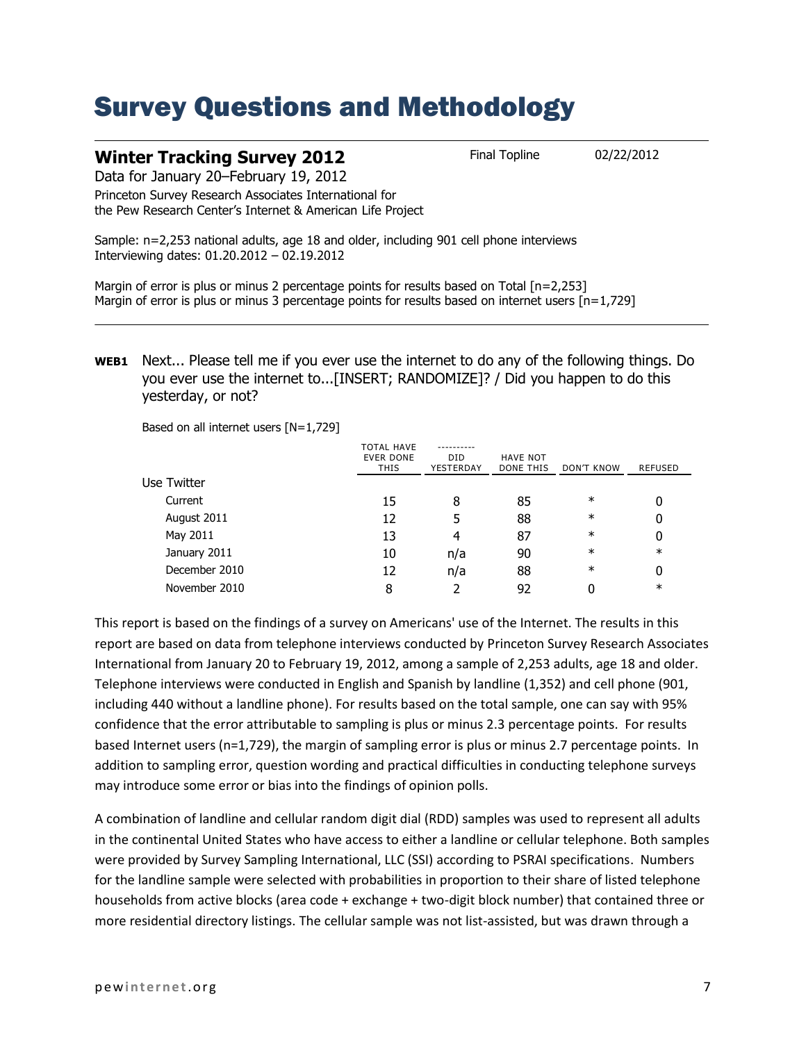# Survey Questions and Methodology

## Winter Tracking Survey 2012

Final Topline 02/22/2012

Data for January 20–February 19, 2012

Princeton Survey Research Associates International for the Pew Research Center's Internet & American Life Project

Sample: n=2,253 national adults, age 18 and older, including 901 cell phone interviews
Interviewing dates: 01.20.2012 – 02.19.2012

Margin of error is plus or minus 2 percentage points for results based on Total [n=2,253]
Margin of error is plus or minus 3 percentage points for results based on internet users [n=1,729]

**WEB1** Next... Please tell me if you ever use the internet to do any of the following things. Do you ever use the internet to...[INSERT; RANDOMIZE]? / Did you happen to do this yesterday, or not?

Based on all internet users [N=1,729]

| | TOTAL HAVE EVER DONE THIS | ---------- DID YESTERDAY | HAVE NOT DONE THIS | DON'T KNOW | REFUSED |
|---|---|---|---|---|---|
| Use Twitter | | | | | |
| Current | 15 | 8 | 85 | * | 0 |
| August 2011 | 12 | 5 | 88 | * | 0 |
| May 2011 | 13 | 4 | 87 | * | 0 |
| January 2011 | 10 | n/a | 90 | * | * |
| December 2010 | 12 | n/a | 88 | * | 0 |
| November 2010 | 8 | 2 | 92 | 0 | * |

This report is based on the findings of a survey on Americans' use of the Internet. The results in this report are based on data from telephone interviews conducted by Princeton Survey Research Associates International from January 20 to February 19, 2012, among a sample of 2,253 adults, age 18 and older. Telephone interviews were conducted in English and Spanish by landline (1,352) and cell phone (901, including 440 without a landline phone). For results based on the total sample, one can say with 95% confidence that the error attributable to sampling is plus or minus 2.3 percentage points. For results based Internet users (n=1,729), the margin of sampling error is plus or minus 2.7 percentage points. In addition to sampling error, question wording and practical difficulties in conducting telephone surveys may introduce some error or bias into the findings of opinion polls.

A combination of landline and cellular random digit dial (RDD) samples was used to represent all adults in the continental United States who have access to either a landline or cellular telephone. Both samples were provided by Survey Sampling International, LLC (SSI) according to PSRAI specifications. Numbers for the landline sample were selected with probabilities in proportion to their share of listed telephone households from active blocks (area code + exchange + two-digit block number) that contained three or more residential directory listings. The cellular sample was not list-assisted, but was drawn through a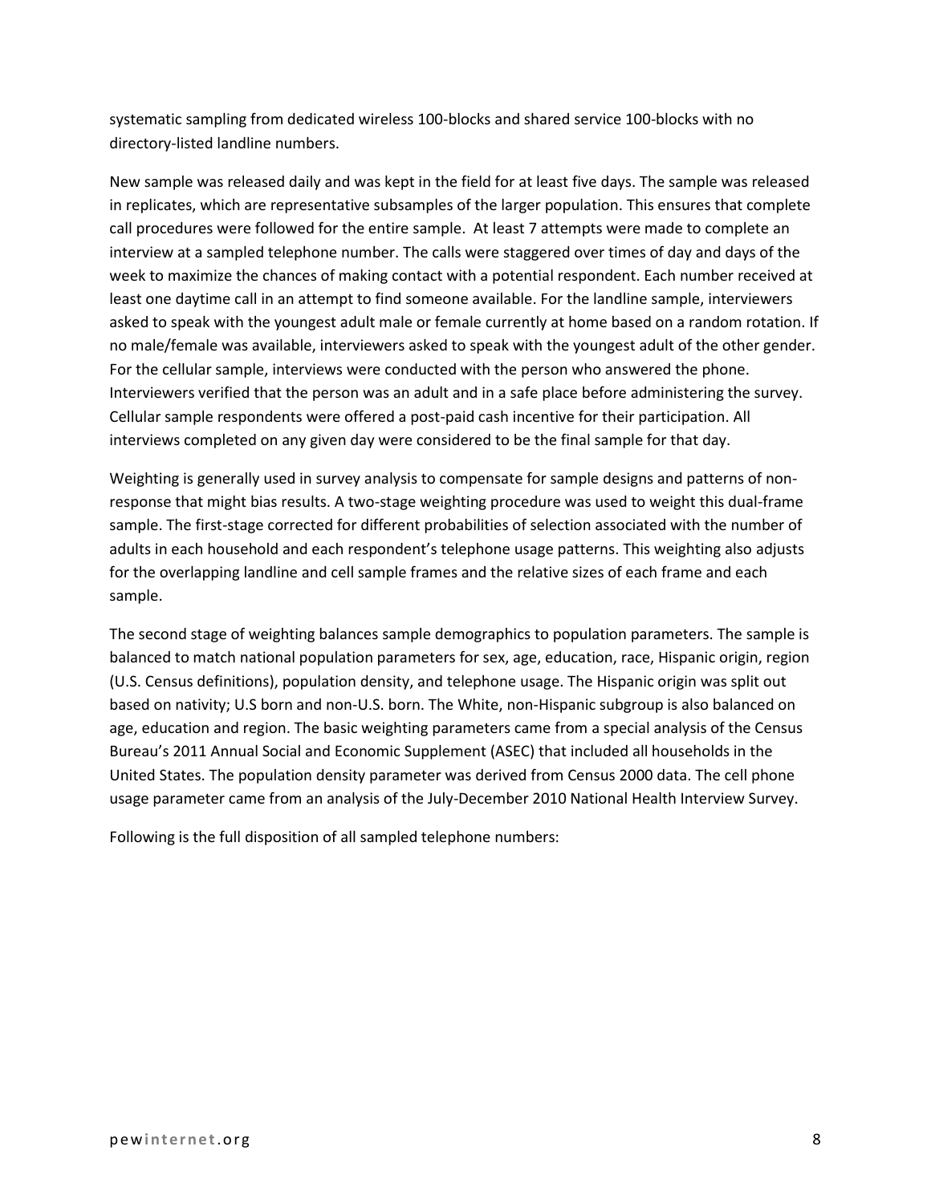systematic sampling from dedicated wireless 100-blocks and shared service 100-blocks with no directory-listed landline numbers.

New sample was released daily and was kept in the field for at least five days. The sample was released in replicates, which are representative subsamples of the larger population. This ensures that complete call procedures were followed for the entire sample. At least 7 attempts were made to complete an interview at a sampled telephone number. The calls were staggered over times of day and days of the week to maximize the chances of making contact with a potential respondent. Each number received at least one daytime call in an attempt to find someone available. For the landline sample, interviewers asked to speak with the youngest adult male or female currently at home based on a random rotation. If no male/female was available, interviewers asked to speak with the youngest adult of the other gender. For the cellular sample, interviews were conducted with the person who answered the phone. Interviewers verified that the person was an adult and in a safe place before administering the survey. Cellular sample respondents were offered a post-paid cash incentive for their participation. All interviews completed on any given day were considered to be the final sample for that day.

Weighting is generally used in survey analysis to compensate for sample designs and patterns of non-response that might bias results. A two-stage weighting procedure was used to weight this dual-frame sample. The first-stage corrected for different probabilities of selection associated with the number of adults in each household and each respondent's telephone usage patterns. This weighting also adjusts for the overlapping landline and cell sample frames and the relative sizes of each frame and each sample.

The second stage of weighting balances sample demographics to population parameters. The sample is balanced to match national population parameters for sex, age, education, race, Hispanic origin, region (U.S. Census definitions), population density, and telephone usage. The Hispanic origin was split out based on nativity; U.S born and non-U.S. born. The White, non-Hispanic subgroup is also balanced on age, education and region. The basic weighting parameters came from a special analysis of the Census Bureau's 2011 Annual Social and Economic Supplement (ASEC) that included all households in the United States. The population density parameter was derived from Census 2000 data. The cell phone usage parameter came from an analysis of the July-December 2010 National Health Interview Survey.

Following is the full disposition of all sampled telephone numbers: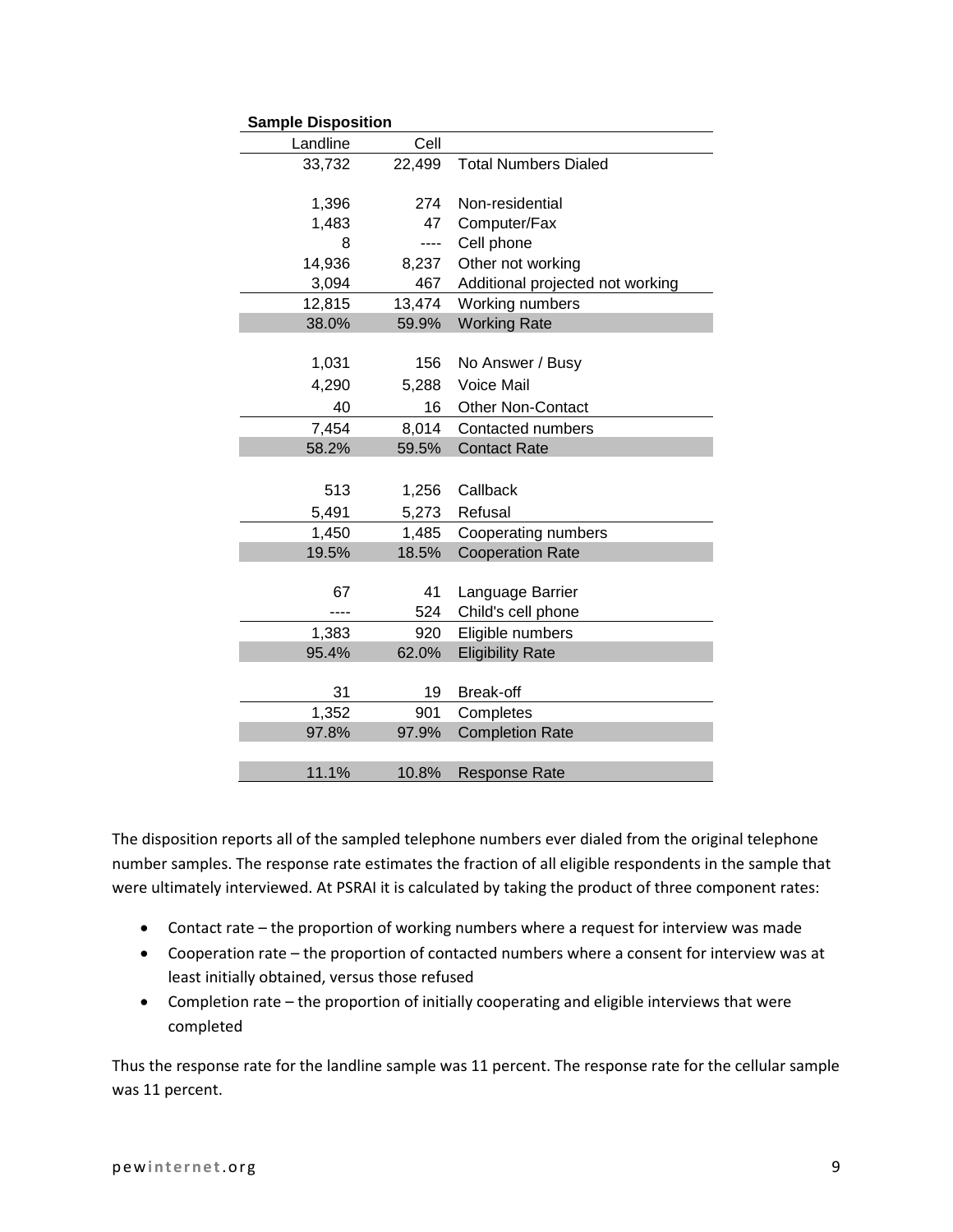**Sample Disposition**

| Landline | Cell | |
|---|---|---|
| 33,732 | 22,499 | Total Numbers Dialed |
| | | |
| 1,396 | 274 | Non-residential |
| 1,483 | 47 | Computer/Fax |
| 8 | ---- | Cell phone |
| 14,936 | 8,237 | Other not working |
| 3,094 | 467 | Additional projected not working |
| 12,815 | 13,474 | Working numbers |
| 38.0% | 59.9% | Working Rate |
| | | |
| 1,031 | 156 | No Answer / Busy |
| 4,290 | 5,288 | Voice Mail |
| 40 | 16 | Other Non-Contact |
| 7,454 | 8,014 | Contacted numbers |
| 58.2% | 59.5% | Contact Rate |
| | | |
| 513 | 1,256 | Callback |
| 5,491 | 5,273 | Refusal |
| 1,450 | 1,485 | Cooperating numbers |
| 19.5% | 18.5% | Cooperation Rate |
| | | |
| 67 | 41 | Language Barrier |
| ---- | 524 | Child's cell phone |
| 1,383 | 920 | Eligible numbers |
| 95.4% | 62.0% | Eligibility Rate |
| | | |
| 31 | 19 | Break-off |
| 1,352 | 901 | Completes |
| 97.8% | 97.9% | Completion Rate |
| | | |
| 11.1% | 10.8% | Response Rate |

The disposition reports all of the sampled telephone numbers ever dialed from the original telephone number samples. The response rate estimates the fraction of all eligible respondents in the sample that were ultimately interviewed. At PSRAI it is calculated by taking the product of three component rates:

- Contact rate – the proportion of working numbers where a request for interview was made
- Cooperation rate – the proportion of contacted numbers where a consent for interview was at least initially obtained, versus those refused
- Completion rate – the proportion of initially cooperating and eligible interviews that were completed

Thus the response rate for the landline sample was 11 percent. The response rate for the cellular sample was 11 percent.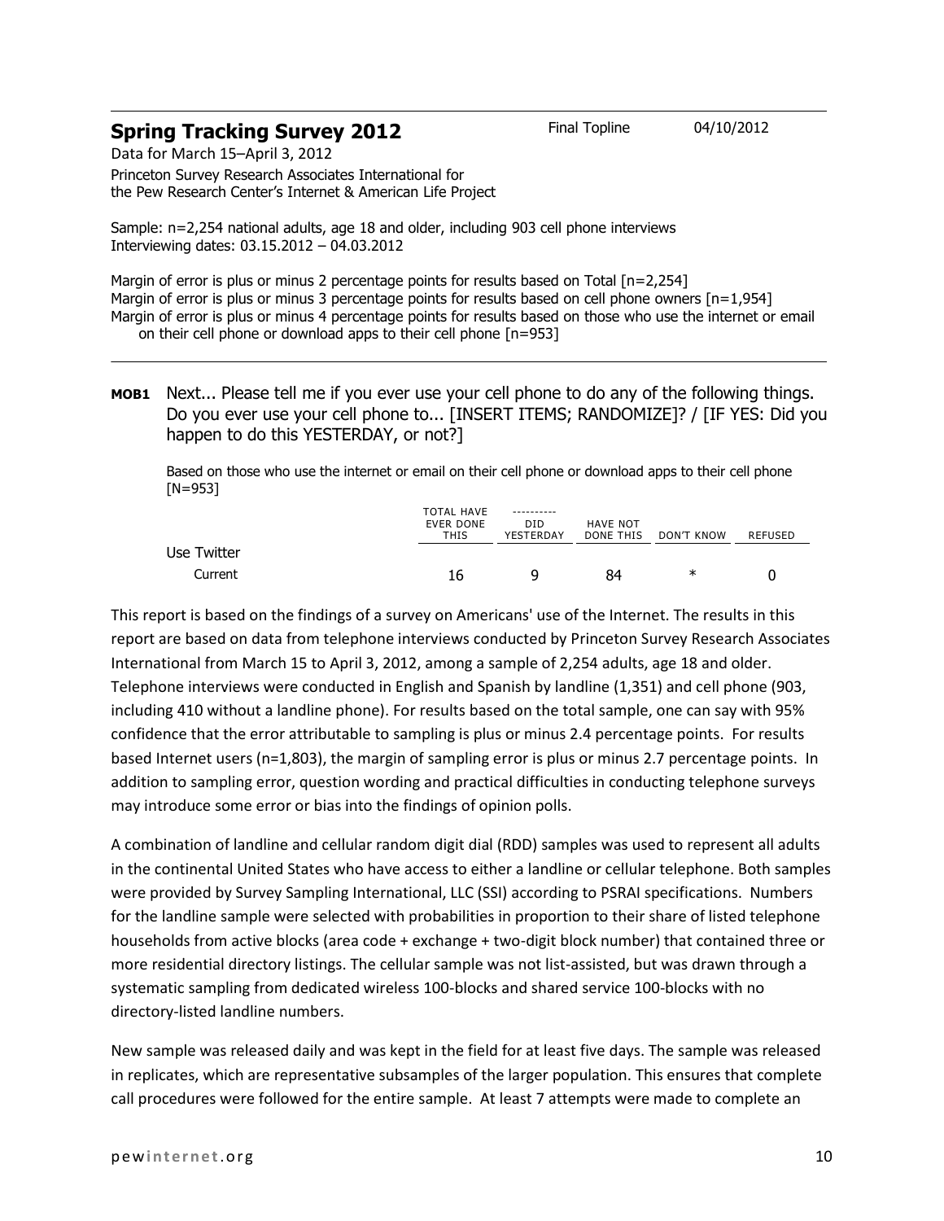## Spring Tracking Survey 2012

Final Topline 04/10/2012

Data for March 15–April 3, 2012

Princeton Survey Research Associates International for the Pew Research Center's Internet & American Life Project

Sample: n=2,254 national adults, age 18 and older, including 903 cell phone interviews
Interviewing dates: 03.15.2012 – 04.03.2012

Margin of error is plus or minus 2 percentage points for results based on Total [n=2,254]
Margin of error is plus or minus 3 percentage points for results based on cell phone owners [n=1,954]
Margin of error is plus or minus 4 percentage points for results based on those who use the internet or email on their cell phone or download apps to their cell phone [n=953]

**MOB1** Next... Please tell me if you ever use your cell phone to do any of the following things. Do you ever use your cell phone to... [INSERT ITEMS; RANDOMIZE]? / [IF YES: Did you happen to do this YESTERDAY, or not?]

Based on those who use the internet or email on their cell phone or download apps to their cell phone [N=953]

| | TOTAL HAVE EVER DONE THIS | ---------- DID YESTERDAY | HAVE NOT DONE THIS | DON'T KNOW | REFUSED |
|---|---|---|---|---|---|
| Use Twitter | | | | | |
| Current | 16 | 9 | 84 | * | 0 |

This report is based on the findings of a survey on Americans' use of the Internet. The results in this report are based on data from telephone interviews conducted by Princeton Survey Research Associates International from March 15 to April 3, 2012, among a sample of 2,254 adults, age 18 and older. Telephone interviews were conducted in English and Spanish by landline (1,351) and cell phone (903, including 410 without a landline phone). For results based on the total sample, one can say with 95% confidence that the error attributable to sampling is plus or minus 2.4 percentage points. For results based Internet users (n=1,803), the margin of sampling error is plus or minus 2.7 percentage points. In addition to sampling error, question wording and practical difficulties in conducting telephone surveys may introduce some error or bias into the findings of opinion polls.

A combination of landline and cellular random digit dial (RDD) samples was used to represent all adults in the continental United States who have access to either a landline or cellular telephone. Both samples were provided by Survey Sampling International, LLC (SSI) according to PSRAI specifications. Numbers for the landline sample were selected with probabilities in proportion to their share of listed telephone households from active blocks (area code + exchange + two-digit block number) that contained three or more residential directory listings. The cellular sample was not list-assisted, but was drawn through a systematic sampling from dedicated wireless 100-blocks and shared service 100-blocks with no directory-listed landline numbers.

New sample was released daily and was kept in the field for at least five days. The sample was released in replicates, which are representative subsamples of the larger population. This ensures that complete call procedures were followed for the entire sample. At least 7 attempts were made to complete an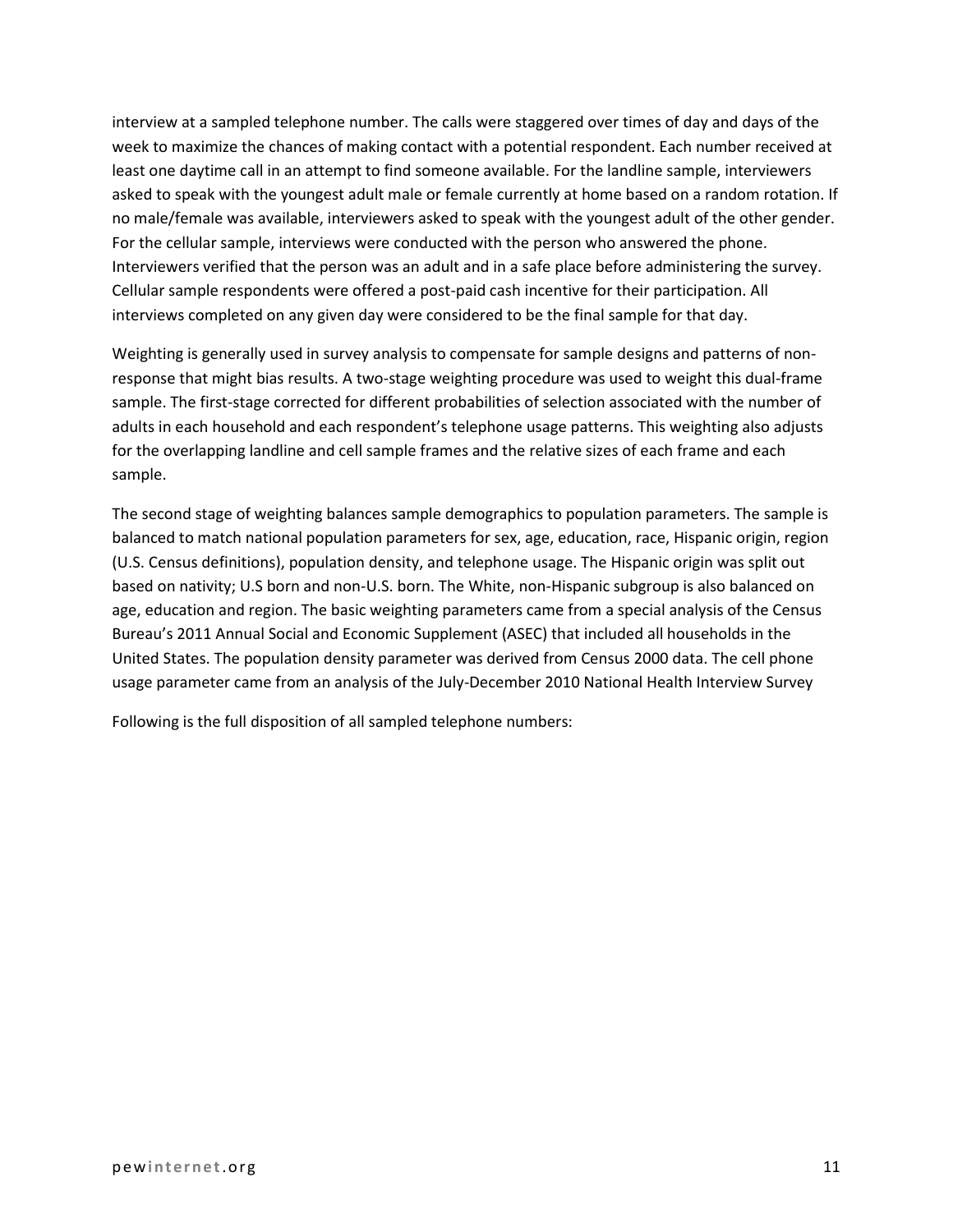interview at a sampled telephone number. The calls were staggered over times of day and days of the week to maximize the chances of making contact with a potential respondent. Each number received at least one daytime call in an attempt to find someone available. For the landline sample, interviewers asked to speak with the youngest adult male or female currently at home based on a random rotation. If no male/female was available, interviewers asked to speak with the youngest adult of the other gender. For the cellular sample, interviews were conducted with the person who answered the phone. Interviewers verified that the person was an adult and in a safe place before administering the survey. Cellular sample respondents were offered a post-paid cash incentive for their participation. All interviews completed on any given day were considered to be the final sample for that day.

Weighting is generally used in survey analysis to compensate for sample designs and patterns of non-response that might bias results. A two-stage weighting procedure was used to weight this dual-frame sample. The first-stage corrected for different probabilities of selection associated with the number of adults in each household and each respondent's telephone usage patterns. This weighting also adjusts for the overlapping landline and cell sample frames and the relative sizes of each frame and each sample.

The second stage of weighting balances sample demographics to population parameters. The sample is balanced to match national population parameters for sex, age, education, race, Hispanic origin, region (U.S. Census definitions), population density, and telephone usage. The Hispanic origin was split out based on nativity; U.S born and non-U.S. born. The White, non-Hispanic subgroup is also balanced on age, education and region. The basic weighting parameters came from a special analysis of the Census Bureau's 2011 Annual Social and Economic Supplement (ASEC) that included all households in the United States. The population density parameter was derived from Census 2000 data. The cell phone usage parameter came from an analysis of the July-December 2010 National Health Interview Survey

Following is the full disposition of all sampled telephone numbers: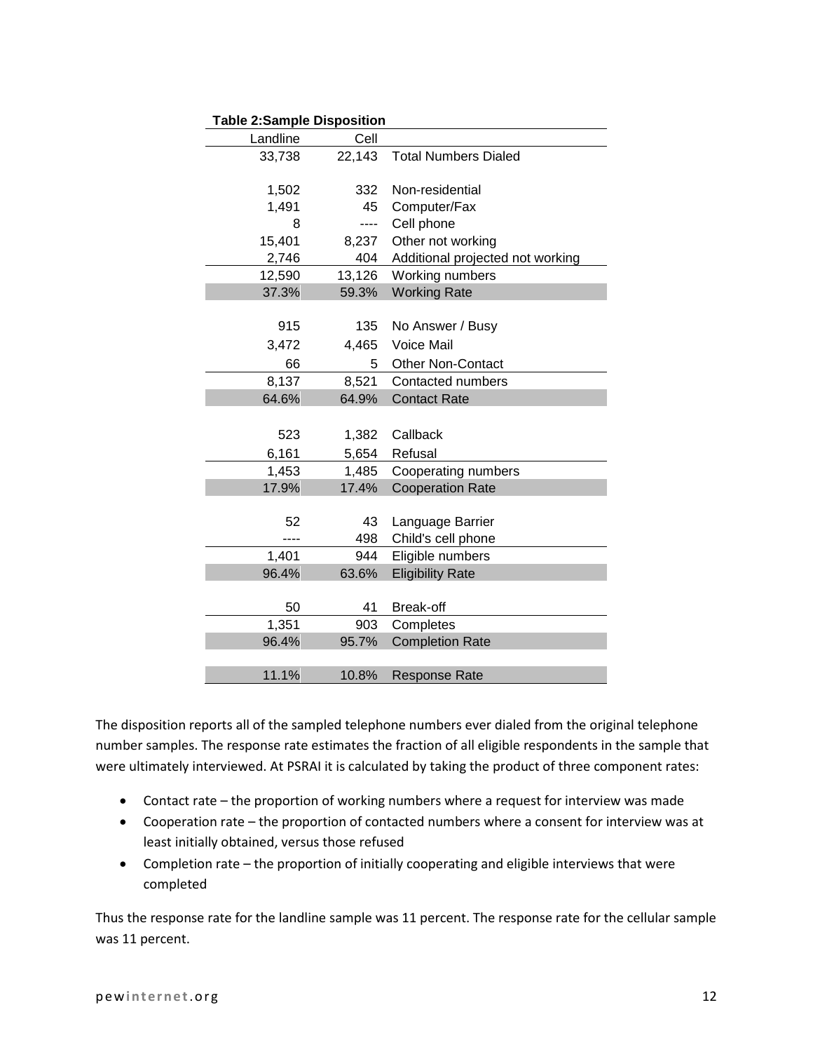**Table 2:Sample Disposition**

| Landline | Cell | |
|---|---|---|
| 33,738 | 22,143 | Total Numbers Dialed |
| | | |
| 1,502 | 332 | Non-residential |
| 1,491 | 45 | Computer/Fax |
| 8 | ---- | Cell phone |
| 15,401 | 8,237 | Other not working |
| 2,746 | 404 | Additional projected not working |
| 12,590 | 13,126 | Working numbers |
| 37.3% | 59.3% | Working Rate |
| | | |
| 915 | 135 | No Answer / Busy |
| 3,472 | 4,465 | Voice Mail |
| 66 | 5 | Other Non-Contact |
| 8,137 | 8,521 | Contacted numbers |
| 64.6% | 64.9% | Contact Rate |
| | | |
| 523 | 1,382 | Callback |
| 6,161 | 5,654 | Refusal |
| 1,453 | 1,485 | Cooperating numbers |
| 17.9% | 17.4% | Cooperation Rate |
| | | |
| 52 | 43 | Language Barrier |
| ---- | 498 | Child's cell phone |
| 1,401 | 944 | Eligible numbers |
| 96.4% | 63.6% | Eligibility Rate |
| | | |
| 50 | 41 | Break-off |
| 1,351 | 903 | Completes |
| 96.4% | 95.7% | Completion Rate |
| | | |
| 11.1% | 10.8% | Response Rate |

The disposition reports all of the sampled telephone numbers ever dialed from the original telephone number samples. The response rate estimates the fraction of all eligible respondents in the sample that were ultimately interviewed. At PSRAI it is calculated by taking the product of three component rates:

- Contact rate – the proportion of working numbers where a request for interview was made
- Cooperation rate – the proportion of contacted numbers where a consent for interview was at least initially obtained, versus those refused
- Completion rate – the proportion of initially cooperating and eligible interviews that were completed

Thus the response rate for the landline sample was 11 percent. The response rate for the cellular sample was 11 percent.